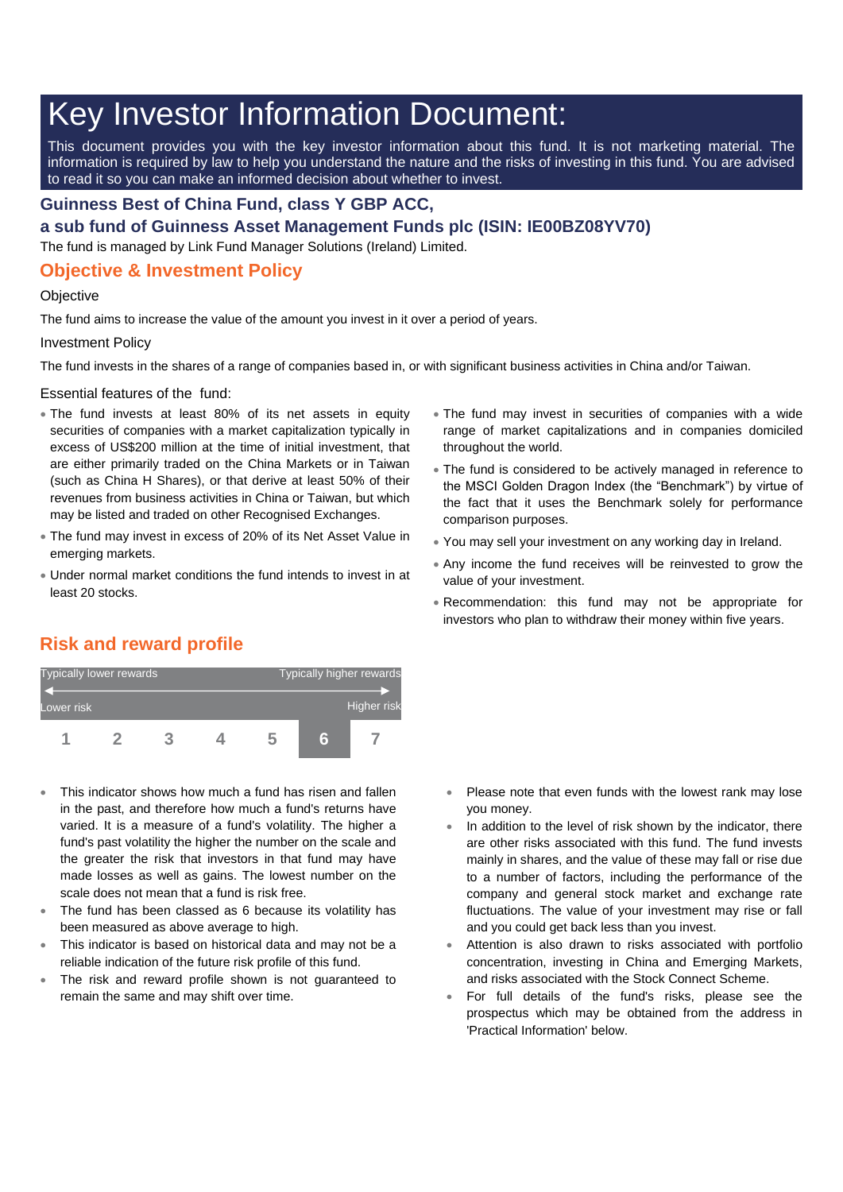# Key Investor Information Document:

This document provides you with the key investor information about this fund. It is not marketing material. The information is required by law to help you understand the nature and the risks of investing in this fund. You are advised to read it so you can make an informed decision about whether to invest.

**Guinness Best of China Fund, class Y GBP ACC,**

**a sub fund of Guinness Asset Management Funds plc (ISIN: IE00BZ08YV70)**

The fund is managed by Link Fund Manager Solutions (Ireland) Limited.

## Objective & Investment Policy

Objective

The fund aims to increase the value of the amount you invest in it over a period of years.

Investment Policy

The fund invests in the shares of a range of companies based in, or with significant business activities in China and/or Taiwan.

Essential features of the fund:

- The fund invests at least 80% of its net assets in equity securities of companies with a market capitalization typically in excess of US$200 million at the time of initial investment, that are either primarily traded on the China Markets or in Taiwan (such as China H Shares), or that derive at least 50% of their revenues from business activities in China or Taiwan, but which may be listed and traded on other Recognised Exchanges.
- The fund may invest in excess of 20% of its Net Asset Value in emerging markets.
- Under normal market conditions the fund intends to invest in at least 20 stocks.
- The fund may invest in securities of companies with a wide range of market capitalizations and in companies domiciled throughout the world.
- The fund is considered to be actively managed in reference to the MSCI Golden Dragon Index (the "Benchmark") by virtue of the fact that it uses the Benchmark solely for performance comparison purposes.
- You may sell your investment on any working day in Ireland.
- Any income the fund receives will be reinvested to grow the value of your investment.
- Recommendation: this fund may not be appropriate for investors who plan to withdraw their money within five years.

## Risk and reward profile

| Typically lower rewards | | | | | | Typically higher rewards |
|---|---|---|---|---|---|---|
| Lower risk | | | | | | Higher risk |
| 1 | 2 | 3 | 4 | 5 | **6** | 7 |

- This indicator shows how much a fund has risen and fallen in the past, and therefore how much a fund's returns have varied. It is a measure of a fund's volatility. The higher a fund's past volatility the higher the number on the scale and the greater the risk that investors in that fund may have made losses as well as gains. The lowest number on the scale does not mean that a fund is risk free.
- The fund has been classed as 6 because its volatility has been measured as above average to high.
- This indicator is based on historical data and may not be a reliable indication of the future risk profile of this fund.
- The risk and reward profile shown is not guaranteed to remain the same and may shift over time.
- Please note that even funds with the lowest rank may lose you money.
- In addition to the level of risk shown by the indicator, there are other risks associated with this fund. The fund invests mainly in shares, and the value of these may fall or rise due to a number of factors, including the performance of the company and general stock market and exchange rate fluctuations. The value of your investment may rise or fall and you could get back less than you invest.
- Attention is also drawn to risks associated with portfolio concentration, investing in China and Emerging Markets, and risks associated with the Stock Connect Scheme.
- For full details of the fund's risks, please see the prospectus which may be obtained from the address in 'Practical Information' below.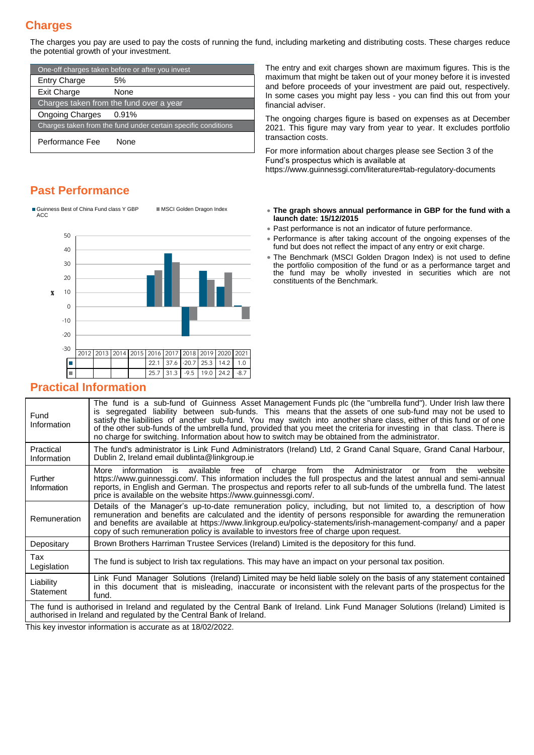## Charges

The charges you pay are used to pay the costs of running the fund, including marketing and distributing costs. These charges reduce the potential growth of your investment.

| One-off charges taken before or after you invest | |
|---|---|
| Entry Charge | 5% |
| Exit Charge | None |
| **Charges taken from the fund over a year** | |
| Ongoing Charges | 0.91% |
| **Charges taken from the fund under certain specific conditions** | |
| Performance Fee | None |

The entry and exit charges shown are maximum figures. This is the maximum that might be taken out of your money before it is invested and before proceeds of your investment are paid out, respectively. In some cases you might pay less - you can find this out from your financial adviser.

The ongoing charges figure is based on expenses as at December 2021. This figure may vary from year to year. It excludes portfolio transaction costs.

For more information about charges please see Section 3 of the Fund's prospectus which is available at https://www.guinnessgi.com/literature#tab-regulatory-documents

## Past Performance

Guinness Best of China Fund class Y GBP ACC

MSCI Golden Dragon Index

%

50
40
30
20
10
0
-10
-20
-30

2012 2013 2014 2015 2016 2017 2018 2019 2020 2021

Guinness Best of China Fund class Y GBP ACC: 22.1 37.6 -20.7 25.3 14.2 1.0

MSCI Golden Dragon Index: 25.7 31.3 -9.5 19.0 24.2 -8.7

- **The graph shows annual performance in GBP for the fund with a launch date: 15/12/2015**
- Past performance is not an indicator of future performance.
- Performance is after taking account of the ongoing expenses of the fund but does not reflect the impact of any entry or exit charge.
- The Benchmark (MSCI Golden Dragon Index) is not used to define the portfolio composition of the fund or as a performance target and the fund may be wholly invested in securities which are not constituents of the Benchmark.

## Practical Information

| | |
|---|---|
| Fund Information | The fund is a sub-fund of Guinness Asset Management Funds plc (the "umbrella fund"). Under Irish law there is segregated liability between sub-funds. This means that the assets of one sub-fund may not be used to satisfy the liabilities of another sub-fund. You may switch into another share class, either of this fund or of one of the other sub-funds of the umbrella fund, provided that you meet the criteria for investing in that class. There is no charge for switching. Information about how to switch may be obtained from the administrator. |
| Practical Information | The fund's administrator is Link Fund Administrators (Ireland) Ltd, 2 Grand Canal Square, Grand Canal Harbour, Dublin 2, Ireland email dublinta@linkgroup.ie |
| Further Information | More information is available free of charge from the Administrator or from the website https://www.guinnessgi.com/. This information includes the full prospectus and the latest annual and semi-annual reports, in English and German. The prospectus and reports refer to all sub-funds of the umbrella fund. The latest price is available on the website https://www.guinnessgi.com/. |
| Remuneration | Details of the Manager's up-to-date remuneration policy, including, but not limited to, a description of how remuneration and benefits are calculated and the identity of persons responsible for awarding the remuneration and benefits are available at https://www.linkgroup.eu/policy-statements/irish-management-company/ and a paper copy of such remuneration policy is available to investors free of charge upon request. |
| Depositary | Brown Brothers Harriman Trustee Services (Ireland) Limited is the depository for this fund. |
| Tax Legislation | The fund is subject to Irish tax regulations. This may have an impact on your personal tax position. |
| Liability Statement | Link Fund Manager Solutions (Ireland) Limited may be held liable solely on the basis of any statement contained in this document that is misleading, inaccurate or inconsistent with the relevant parts of the prospectus for the fund. |

The fund is authorised in Ireland and regulated by the Central Bank of Ireland. Link Fund Manager Solutions (Ireland) Limited is authorised in Ireland and regulated by the Central Bank of Ireland.

This key investor information is accurate as at 18/02/2022.